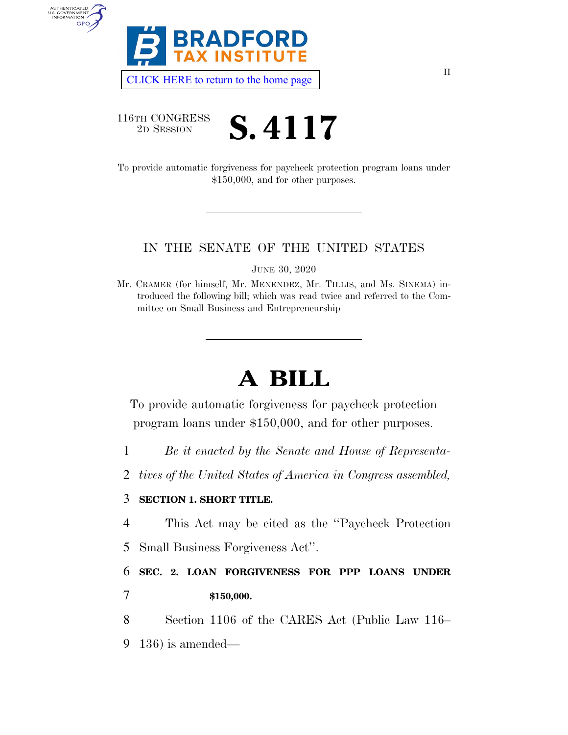CLICK HERE to return to the home page

II

116TH CONGRESS
2D SESSION

# S. 4117

To provide automatic forgiveness for paycheck protection program loans under $150,000, and for other purposes.

---

IN THE SENATE OF THE UNITED STATES

JUNE 30, 2020

Mr. CRAMER (for himself, Mr. MENENDEZ, Mr. TILLIS, and Ms. SINEMA) introduced the following bill; which was read twice and referred to the Committee on Small Business and Entrepreneurship

---

# A BILL

To provide automatic forgiveness for paycheck protection program loans under $150,000, and for other purposes.

1 *Be it enacted by the Senate and House of Representa-*
2 *tives of the United States of America in Congress assembled,*

3 **SECTION 1. SHORT TITLE.**

4 This Act may be cited as the ''Paycheck Protection
5 Small Business Forgiveness Act''.

6 **SEC. 2. LOAN FORGIVENESS FOR PPP LOANS UNDER**
7 **$150,000.**

8 Section 1106 of the CARES Act (Public Law 116–
9 136) is amended—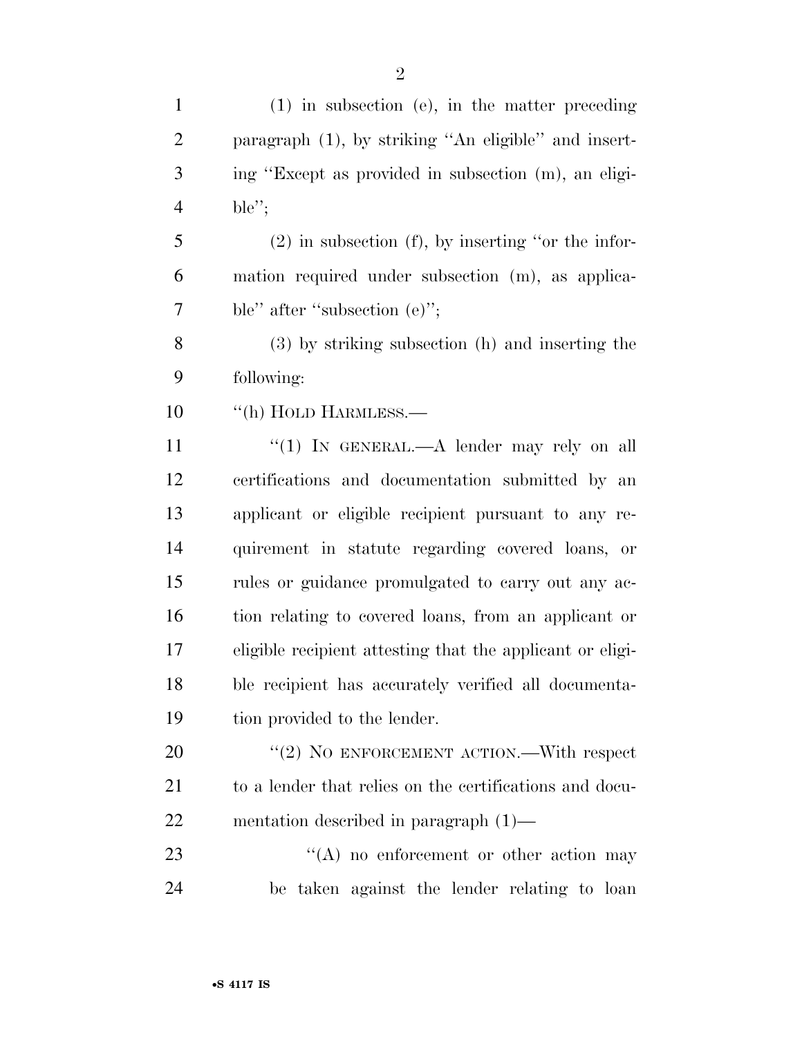(1) in subsection (e), in the matter preceding paragraph (1), by striking ''An eligible'' and inserting ''Except as provided in subsection (m), an eligible'';

(2) in subsection (f), by inserting ''or the information required under subsection (m), as applicable'' after ''subsection (e)'';

(3) by striking subsection (h) and inserting the following:

''(h) HOLD HARMLESS.—

''(1) IN GENERAL.—A lender may rely on all certifications and documentation submitted by an applicant or eligible recipient pursuant to any requirement in statute regarding covered loans, or rules or guidance promulgated to carry out any action relating to covered loans, from an applicant or eligible recipient attesting that the applicant or eligible recipient has accurately verified all documentation provided to the lender.

''(2) NO ENFORCEMENT ACTION.—With respect to a lender that relies on the certifications and documentation described in paragraph (1)—

''(A) no enforcement or other action may be taken against the lender relating to loan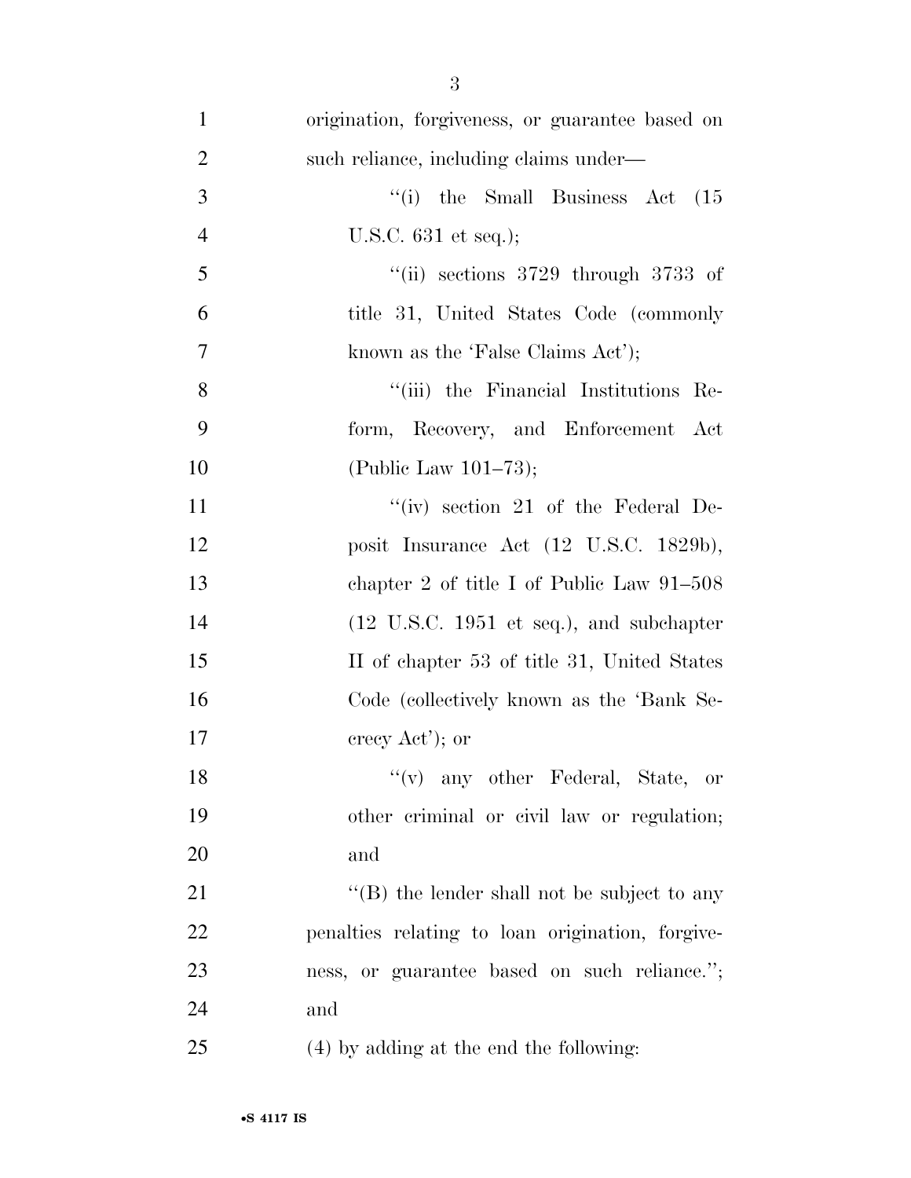origination, forgiveness, or guarantee based on such reliance, including claims under—

"(i) the Small Business Act (15 U.S.C. 631 et seq.);

"(ii) sections 3729 through 3733 of title 31, United States Code (commonly known as the 'False Claims Act');

"(iii) the Financial Institutions Reform, Recovery, and Enforcement Act (Public Law 101–73);

"(iv) section 21 of the Federal Deposit Insurance Act (12 U.S.C. 1829b), chapter 2 of title I of Public Law 91–508 (12 U.S.C. 1951 et seq.), and subchapter II of chapter 53 of title 31, United States Code (collectively known as the 'Bank Secrecy Act'); or

"(v) any other Federal, State, or other criminal or civil law or regulation; and

"(B) the lender shall not be subject to any penalties relating to loan origination, forgiveness, or guarantee based on such reliance."; and

(4) by adding at the end the following: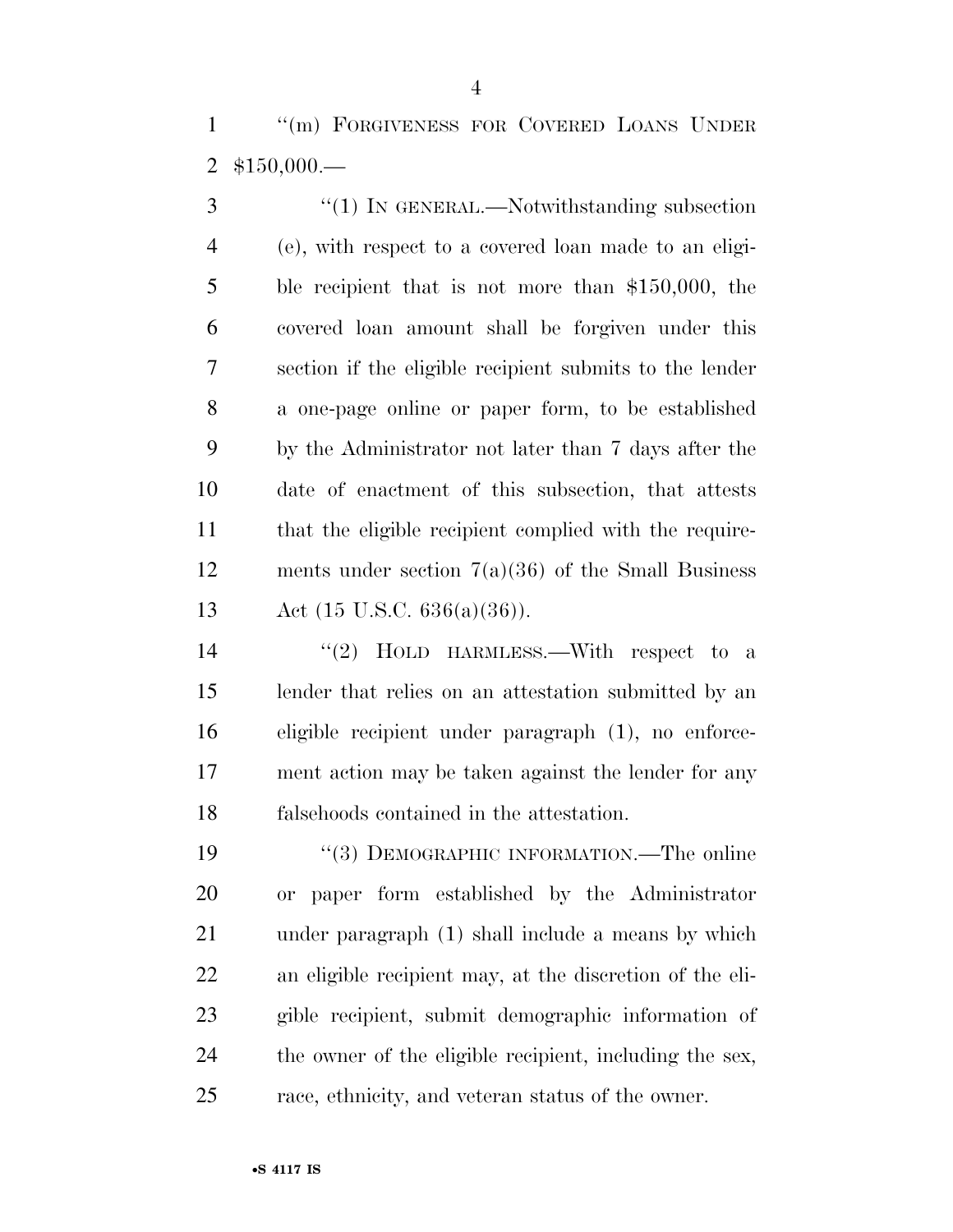''(m) FORGIVENESS FOR COVERED LOANS UNDER $150,000.—

''(1) IN GENERAL.—Notwithstanding subsection (e), with respect to a covered loan made to an eligible recipient that is not more than $150,000, the covered loan amount shall be forgiven under this section if the eligible recipient submits to the lender a one-page online or paper form, to be established by the Administrator not later than 7 days after the date of enactment of this subsection, that attests that the eligible recipient complied with the requirements under section 7(a)(36) of the Small Business Act (15 U.S.C. 636(a)(36)).

''(2) HOLD HARMLESS.—With respect to a lender that relies on an attestation submitted by an eligible recipient under paragraph (1), no enforcement action may be taken against the lender for any falsehoods contained in the attestation.

''(3) DEMOGRAPHIC INFORMATION.—The online or paper form established by the Administrator under paragraph (1) shall include a means by which an eligible recipient may, at the discretion of the eligible recipient, submit demographic information of the owner of the eligible recipient, including the sex, race, ethnicity, and veteran status of the owner.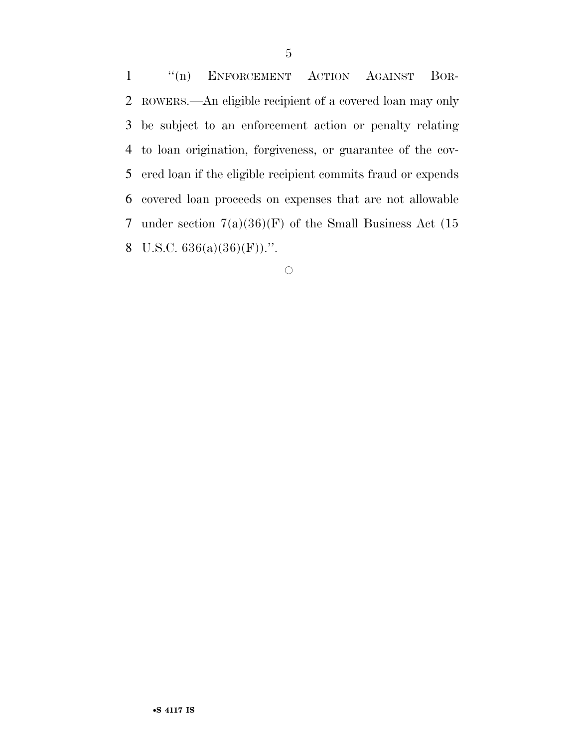"(n) ENFORCEMENT ACTION AGAINST BORROWERS.—An eligible recipient of a covered loan may only be subject to an enforcement action or penalty relating to loan origination, forgiveness, or guarantee of the covered loan if the eligible recipient commits fraud or expends covered loan proceeds on expenses that are not allowable under section 7(a)(36)(F) of the Small Business Act (15 U.S.C. 636(a)(36)(F)).".

○